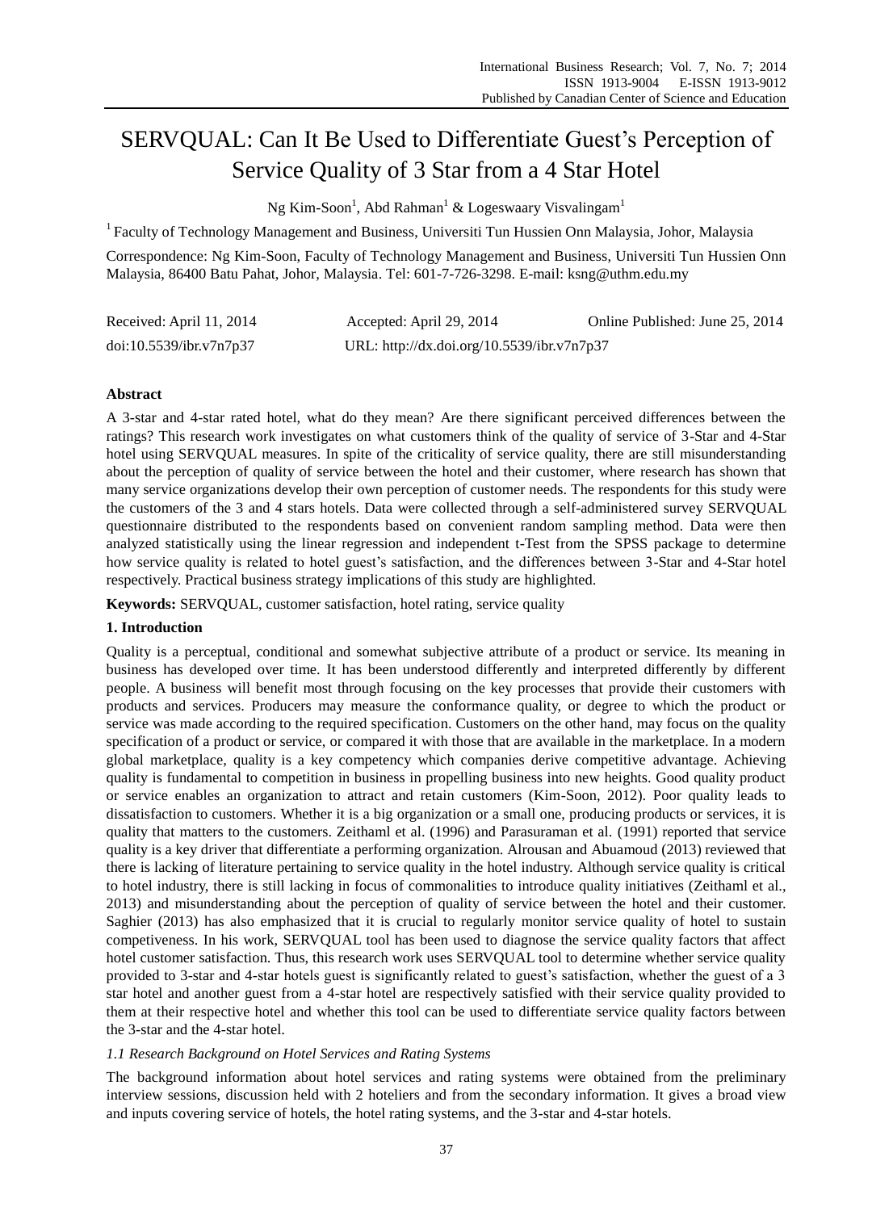# SERVQUAL: Can It Be Used to Differentiate Guest's Perception of Service Quality of 3 Star from a 4 Star Hotel

Ng Kim-Soon[1], Abd Rahman[1] & Logeswaary Visvalingam[1]

[1] Faculty of Technology Management and Business, Universiti Tun Hussien Onn Malaysia, Johor, Malaysia

Correspondence: Ng Kim-Soon, Faculty of Technology Management and Business, Universiti Tun Hussien Onn Malaysia, 86400 Batu Pahat, Johor, Malaysia. Tel: 601-7-726-3298. E-mail: ksng@uthm.edu.my

Received: April 11, 2014 Accepted: April 29, 2014 Online Published: June 25, 2014

doi:10.5539/ibr.v7n7p37 URL: http://dx.doi.org/10.5539/ibr.v7n7p37

**Abstract**

A 3-star and 4-star rated hotel, what do they mean? Are there significant perceived differences between the ratings? This research work investigates on what customers think of the quality of service of 3-Star and 4-Star hotel using SERVQUAL measures. In spite of the criticality of service quality, there are still misunderstanding about the perception of quality of service between the hotel and their customer, where research has shown that many service organizations develop their own perception of customer needs. The respondents for this study were the customers of the 3 and 4 stars hotels. Data were collected through a self-administered survey SERVQUAL questionnaire distributed to the respondents based on convenient random sampling method. Data were then analyzed statistically using the linear regression and independent t-Test from the SPSS package to determine how service quality is related to hotel guest's satisfaction, and the differences between 3-Star and 4-Star hotel respectively. Practical business strategy implications of this study are highlighted.

**Keywords:** SERVQUAL, customer satisfaction, hotel rating, service quality

## 1. Introduction

Quality is a perceptual, conditional and somewhat subjective attribute of a product or service. Its meaning in business has developed over time. It has been understood differently and interpreted differently by different people. A business will benefit most through focusing on the key processes that provide their customers with products and services. Producers may measure the conformance quality, or degree to which the product or service was made according to the required specification. Customers on the other hand, may focus on the quality specification of a product or service, or compared it with those that are available in the marketplace. In a modern global marketplace, quality is a key competency which companies derive competitive advantage. Achieving quality is fundamental to competition in business in propelling business into new heights. Good quality product or service enables an organization to attract and retain customers (Kim-Soon, 2012). Poor quality leads to dissatisfaction to customers. Whether it is a big organization or a small one, producing products or services, it is quality that matters to the customers. Zeithaml et al. (1996) and Parasuraman et al. (1991) reported that service quality is a key driver that differentiate a performing organization. Alrousan and Abuamoud (2013) reviewed that there is lacking of literature pertaining to service quality in the hotel industry. Although service quality is critical to hotel industry, there is still lacking in focus of commonalities to introduce quality initiatives (Zeithaml et al., 2013) and misunderstanding about the perception of quality of service between the hotel and their customer. Saghier (2013) has also emphasized that it is crucial to regularly monitor service quality of hotel to sustain competiveness. In his work, SERVQUAL tool has been used to diagnose the service quality factors that affect hotel customer satisfaction. Thus, this research work uses SERVQUAL tool to determine whether service quality provided to 3-star and 4-star hotels guest is significantly related to guest's satisfaction, whether the guest of a 3 star hotel and another guest from a 4-star hotel are respectively satisfied with their service quality provided to them at their respective hotel and whether this tool can be used to differentiate service quality factors between the 3-star and the 4-star hotel.

### *1.1 Research Background on Hotel Services and Rating Systems*

The background information about hotel services and rating systems were obtained from the preliminary interview sessions, discussion held with 2 hoteliers and from the secondary information. It gives a broad view and inputs covering service of hotels, the hotel rating systems, and the 3-star and 4-star hotels.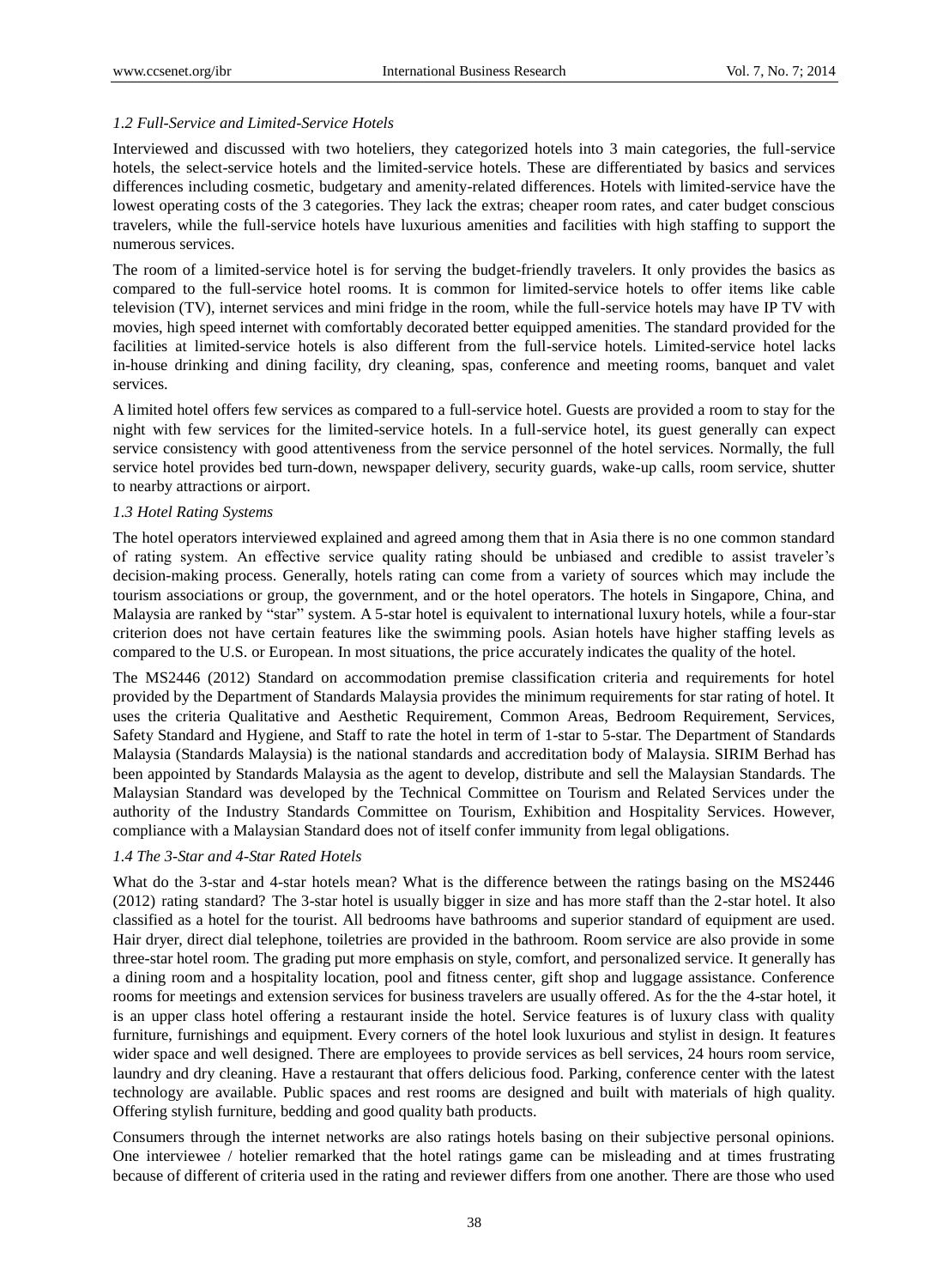### *1.2 Full-Service and Limited-Service Hotels*

Interviewed and discussed with two hoteliers, they categorized hotels into 3 main categories, the full-service hotels, the select-service hotels and the limited-service hotels. These are differentiated by basics and services differences including cosmetic, budgetary and amenity-related differences. Hotels with limited-service have the lowest operating costs of the 3 categories. They lack the extras; cheaper room rates, and cater budget conscious travelers, while the full-service hotels have luxurious amenities and facilities with high staffing to support the numerous services.

The room of a limited-service hotel is for serving the budget-friendly travelers. It only provides the basics as compared to the full-service hotel rooms. It is common for limited-service hotels to offer items like cable television (TV), internet services and mini fridge in the room, while the full-service hotels may have IP TV with movies, high speed internet with comfortably decorated better equipped amenities. The standard provided for the facilities at limited-service hotels is also different from the full-service hotels. Limited-service hotel lacks in-house drinking and dining facility, dry cleaning, spas, conference and meeting rooms, banquet and valet services.

A limited hotel offers few services as compared to a full-service hotel. Guests are provided a room to stay for the night with few services for the limited-service hotels. In a full-service hotel, its guest generally can expect service consistency with good attentiveness from the service personnel of the hotel services. Normally, the full service hotel provides bed turn-down, newspaper delivery, security guards, wake-up calls, room service, shutter to nearby attractions or airport.

### *1.3 Hotel Rating Systems*

The hotel operators interviewed explained and agreed among them that in Asia there is no one common standard of rating system. An effective service quality rating should be unbiased and credible to assist traveler's decision-making process. Generally, hotels rating can come from a variety of sources which may include the tourism associations or group, the government, and or the hotel operators. The hotels in Singapore, China, and Malaysia are ranked by "star" system. A 5-star hotel is equivalent to international luxury hotels, while a four-star criterion does not have certain features like the swimming pools. Asian hotels have higher staffing levels as compared to the U.S. or European. In most situations, the price accurately indicates the quality of the hotel.

The MS2446 (2012) Standard on accommodation premise classification criteria and requirements for hotel provided by the Department of Standards Malaysia provides the minimum requirements for star rating of hotel. It uses the criteria Qualitative and Aesthetic Requirement, Common Areas, Bedroom Requirement, Services, Safety Standard and Hygiene, and Staff to rate the hotel in term of 1-star to 5-star. The Department of Standards Malaysia (Standards Malaysia) is the national standards and accreditation body of Malaysia. SIRIM Berhad has been appointed by Standards Malaysia as the agent to develop, distribute and sell the Malaysian Standards. The Malaysian Standard was developed by the Technical Committee on Tourism and Related Services under the authority of the Industry Standards Committee on Tourism, Exhibition and Hospitality Services. However, compliance with a Malaysian Standard does not of itself confer immunity from legal obligations.

### *1.4 The 3-Star and 4-Star Rated Hotels*

What do the 3-star and 4-star hotels mean? What is the difference between the ratings basing on the MS2446 (2012) rating standard? The 3-star hotel is usually bigger in size and has more staff than the 2-star hotel. It also classified as a hotel for the tourist. All bedrooms have bathrooms and superior standard of equipment are used. Hair dryer, direct dial telephone, toiletries are provided in the bathroom. Room service are also provide in some three-star hotel room. The grading put more emphasis on style, comfort, and personalized service. It generally has a dining room and a hospitality location, pool and fitness center, gift shop and luggage assistance. Conference rooms for meetings and extension services for business travelers are usually offered. As for the the 4-star hotel, it is an upper class hotel offering a restaurant inside the hotel. Service features is of luxury class with quality furniture, furnishings and equipment. Every corners of the hotel look luxurious and stylist in design. It features wider space and well designed. There are employees to provide services as bell services, 24 hours room service, laundry and dry cleaning. Have a restaurant that offers delicious food. Parking, conference center with the latest technology are available. Public spaces and rest rooms are designed and built with materials of high quality. Offering stylish furniture, bedding and good quality bath products.

Consumers through the internet networks are also ratings hotels basing on their subjective personal opinions. One interviewee / hotelier remarked that the hotel ratings game can be misleading and at times frustrating because of different of criteria used in the rating and reviewer differs from one another. There are those who used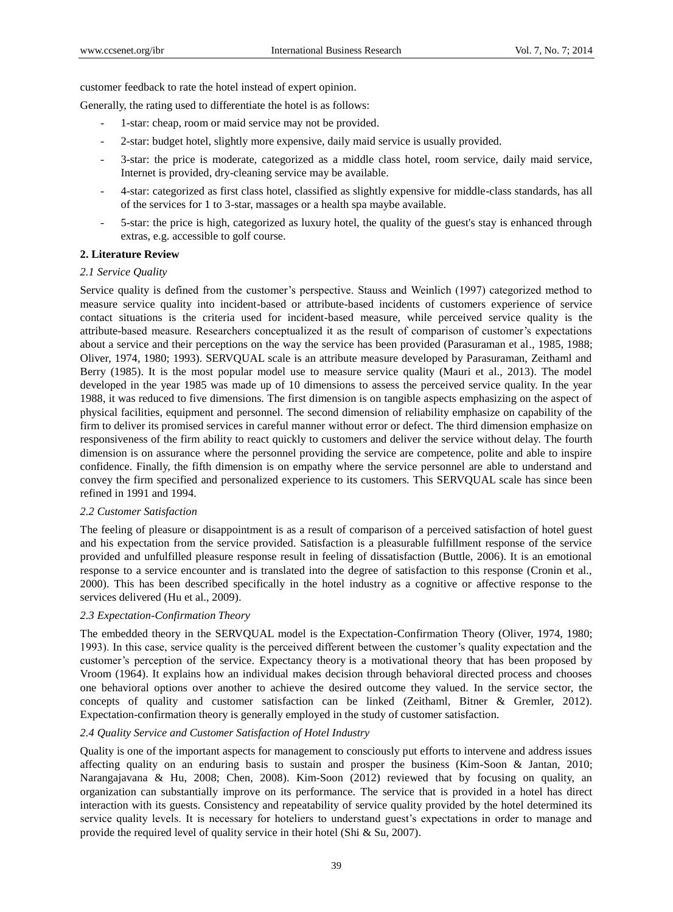customer feedback to rate the hotel instead of expert opinion.

Generally, the rating used to differentiate the hotel is as follows:

- 1-star: cheap, room or maid service may not be provided.
- 2-star: budget hotel, slightly more expensive, daily maid service is usually provided.
- 3-star: the price is moderate, categorized as a middle class hotel, room service, daily maid service, Internet is provided, dry-cleaning service may be available.
- 4-star: categorized as first class hotel, classified as slightly expensive for middle-class standards, has all of the services for 1 to 3-star, massages or a health spa maybe available.
- 5-star: the price is high, categorized as luxury hotel, the quality of the guest's stay is enhanced through extras, e.g. accessible to golf course.

## 2. Literature Review

### *2.1 Service Quality*

Service quality is defined from the customer's perspective. Stauss and Weinlich (1997) categorized method to measure service quality into incident-based or attribute-based incidents of customers experience of service contact situations is the criteria used for incident-based measure, while perceived service quality is the attribute-based measure. Researchers conceptualized it as the result of comparison of customer's expectations about a service and their perceptions on the way the service has been provided (Parasuraman et al., 1985, 1988; Oliver, 1974, 1980; 1993). SERVQUAL scale is an attribute measure developed by Parasuraman, Zeithaml and Berry (1985). It is the most popular model use to measure service quality (Mauri et al., 2013). The model developed in the year 1985 was made up of 10 dimensions to assess the perceived service quality. In the year 1988, it was reduced to five dimensions. The first dimension is on tangible aspects emphasizing on the aspect of physical facilities, equipment and personnel. The second dimension of reliability emphasize on capability of the firm to deliver its promised services in careful manner without error or defect. The third dimension emphasize on responsiveness of the firm ability to react quickly to customers and deliver the service without delay. The fourth dimension is on assurance where the personnel providing the service are competence, polite and able to inspire confidence. Finally, the fifth dimension is on empathy where the service personnel are able to understand and convey the firm specified and personalized experience to its customers. This SERVQUAL scale has since been refined in 1991 and 1994.

### *2.2 Customer Satisfaction*

The feeling of pleasure or disappointment is as a result of comparison of a perceived satisfaction of hotel guest and his expectation from the service provided. Satisfaction is a pleasurable fulfillment response of the service provided and unfulfilled pleasure response result in feeling of dissatisfaction (Buttle, 2006). It is an emotional response to a service encounter and is translated into the degree of satisfaction to this response (Cronin et al., 2000). This has been described specifically in the hotel industry as a cognitive or affective response to the services delivered (Hu et al., 2009).

### *2.3 Expectation-Confirmation Theory*

The embedded theory in the SERVQUAL model is the Expectation-Confirmation Theory (Oliver, 1974, 1980; 1993). In this case, service quality is the perceived different between the customer's quality expectation and the customer's perception of the service. Expectancy theory is a motivational theory that has been proposed by Vroom (1964). It explains how an individual makes decision through behavioral directed process and chooses one behavioral options over another to achieve the desired outcome they valued. In the service sector, the concepts of quality and customer satisfaction can be linked (Zeithaml, Bitner & Gremler, 2012). Expectation-confirmation theory is generally employed in the study of customer satisfaction.

### *2.4 Quality Service and Customer Satisfaction of Hotel Industry*

Quality is one of the important aspects for management to consciously put efforts to intervene and address issues affecting quality on an enduring basis to sustain and prosper the business (Kim-Soon & Jantan, 2010; Narangajavana & Hu, 2008; Chen, 2008). Kim-Soon (2012) reviewed that by focusing on quality, an organization can substantially improve on its performance. The service that is provided in a hotel has direct interaction with its guests. Consistency and repeatability of service quality provided by the hotel determined its service quality levels. It is necessary for hoteliers to understand guest's expectations in order to manage and provide the required level of quality service in their hotel (Shi & Su, 2007).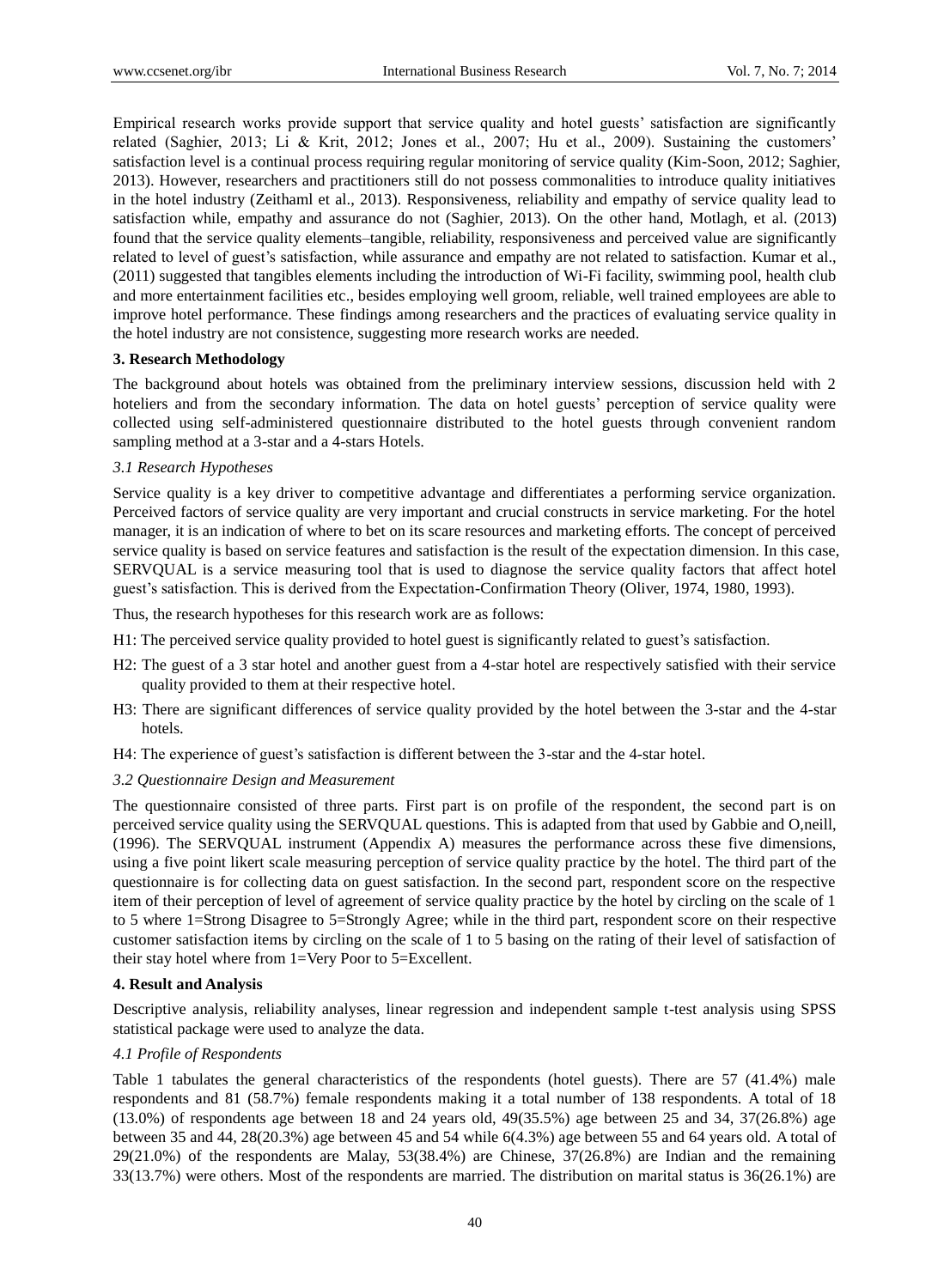Empirical research works provide support that service quality and hotel guests' satisfaction are significantly related (Saghier, 2013; Li & Krit, 2012; Jones et al., 2007; Hu et al., 2009). Sustaining the customers' satisfaction level is a continual process requiring regular monitoring of service quality (Kim-Soon, 2012; Saghier, 2013). However, researchers and practitioners still do not possess commonalities to introduce quality initiatives in the hotel industry (Zeithaml et al., 2013). Responsiveness, reliability and empathy of service quality lead to satisfaction while, empathy and assurance do not (Saghier, 2013). On the other hand, Motlagh, et al. (2013) found that the service quality elements–tangible, reliability, responsiveness and perceived value are significantly related to level of guest's satisfaction, while assurance and empathy are not related to satisfaction. Kumar et al., (2011) suggested that tangibles elements including the introduction of Wi-Fi facility, swimming pool, health club and more entertainment facilities etc., besides employing well groom, reliable, well trained employees are able to improve hotel performance. These findings among researchers and the practices of evaluating service quality in the hotel industry are not consistence, suggesting more research works are needed.

## 3. Research Methodology

The background about hotels was obtained from the preliminary interview sessions, discussion held with 2 hoteliers and from the secondary information. The data on hotel guests' perception of service quality were collected using self-administered questionnaire distributed to the hotel guests through convenient random sampling method at a 3-star and a 4-stars Hotels.

### *3.1 Research Hypotheses*

Service quality is a key driver to competitive advantage and differentiates a performing service organization. Perceived factors of service quality are very important and crucial constructs in service marketing. For the hotel manager, it is an indication of where to bet on its scare resources and marketing efforts. The concept of perceived service quality is based on service features and satisfaction is the result of the expectation dimension. In this case, SERVQUAL is a service measuring tool that is used to diagnose the service quality factors that affect hotel guest's satisfaction. This is derived from the Expectation-Confirmation Theory (Oliver, 1974, 1980, 1993).

Thus, the research hypotheses for this research work are as follows:

H1: The perceived service quality provided to hotel guest is significantly related to guest's satisfaction.

H2: The guest of a 3 star hotel and another guest from a 4-star hotel are respectively satisfied with their service quality provided to them at their respective hotel.

H3: There are significant differences of service quality provided by the hotel between the 3-star and the 4-star hotels.

H4: The experience of guest's satisfaction is different between the 3-star and the 4-star hotel.

### *3.2 Questionnaire Design and Measurement*

The questionnaire consisted of three parts. First part is on profile of the respondent, the second part is on perceived service quality using the SERVQUAL questions. This is adapted from that used by Gabbie and O,neill, (1996). The SERVQUAL instrument (Appendix A) measures the performance across these five dimensions, using a five point likert scale measuring perception of service quality practice by the hotel. The third part of the questionnaire is for collecting data on guest satisfaction. In the second part, respondent score on the respective item of their perception of level of agreement of service quality practice by the hotel by circling on the scale of 1 to 5 where 1=Strong Disagree to 5=Strongly Agree; while in the third part, respondent score on their respective customer satisfaction items by circling on the scale of 1 to 5 basing on the rating of their level of satisfaction of their stay hotel where from 1=Very Poor to 5=Excellent.

## 4. Result and Analysis

Descriptive analysis, reliability analyses, linear regression and independent sample t-test analysis using SPSS statistical package were used to analyze the data.

### *4.1 Profile of Respondents*

Table 1 tabulates the general characteristics of the respondents (hotel guests). There are 57 (41.4%) male respondents and 81 (58.7%) female respondents making it a total number of 138 respondents. A total of 18 (13.0%) of respondents age between 18 and 24 years old, 49(35.5%) age between 25 and 34, 37(26.8%) age between 35 and 44, 28(20.3%) age between 45 and 54 while 6(4.3%) age between 55 and 64 years old. A total of 29(21.0%) of the respondents are Malay, 53(38.4%) are Chinese, 37(26.8%) are Indian and the remaining 33(13.7%) were others. Most of the respondents are married. The distribution on marital status is 36(26.1%) are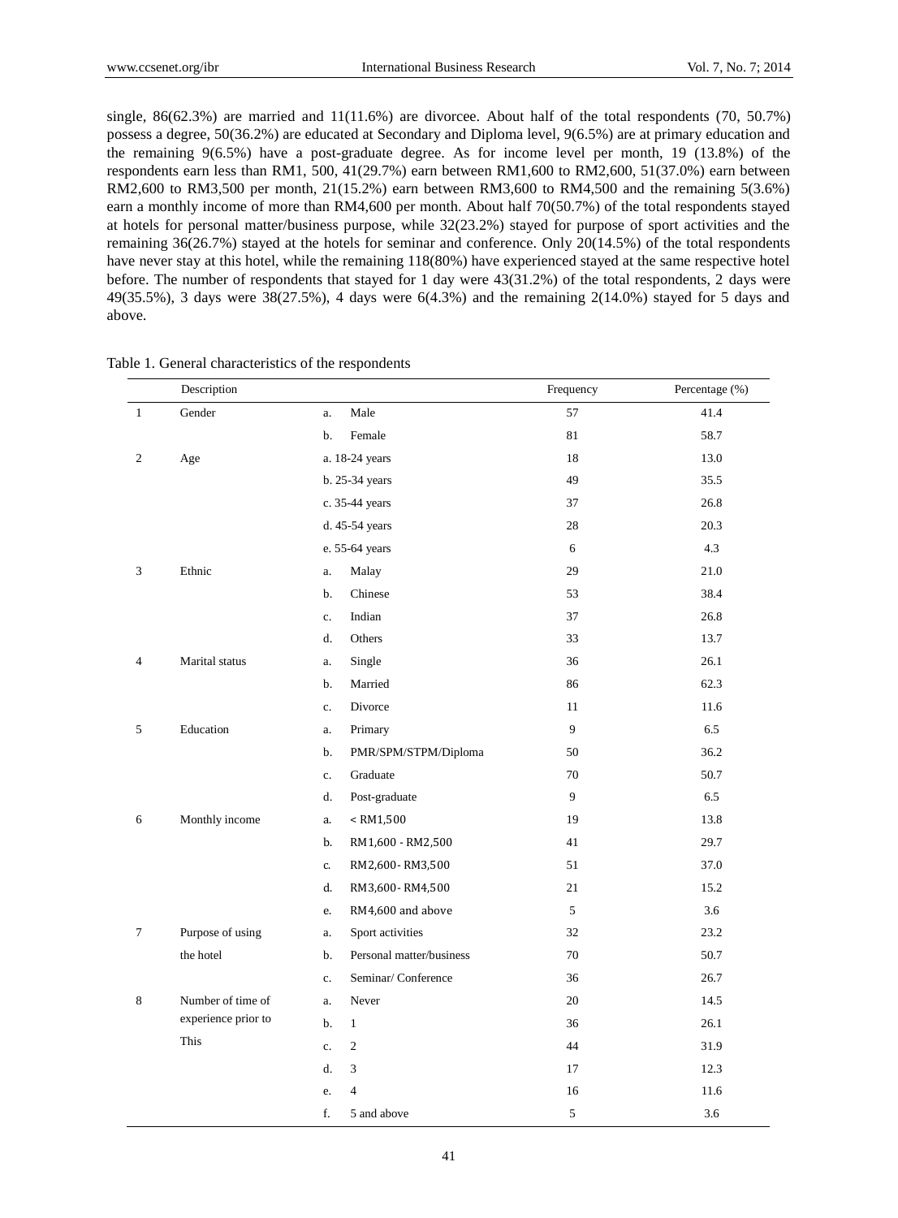single, 86(62.3%) are married and 11(11.6%) are divorcee. About half of the total respondents (70, 50.7%) possess a degree, 50(36.2%) are educated at Secondary and Diploma level, 9(6.5%) are at primary education and the remaining 9(6.5%) have a post-graduate degree. As for income level per month, 19 (13.8%) of the respondents earn less than RM1, 500, 41(29.7%) earn between RM1,600 to RM2,600, 51(37.0%) earn between RM2,600 to RM3,500 per month, 21(15.2%) earn between RM3,600 to RM4,500 and the remaining 5(3.6%) earn a monthly income of more than RM4,600 per month. About half 70(50.7%) of the total respondents stayed at hotels for personal matter/business purpose, while 32(23.2%) stayed for purpose of sport activities and the remaining 36(26.7%) stayed at the hotels for seminar and conference. Only 20(14.5%) of the total respondents have never stay at this hotel, while the remaining 118(80%) have experienced stayed at the same respective hotel before. The number of respondents that stayed for 1 day were 43(31.2%) of the total respondents, 2 days were 49(35.5%), 3 days were 38(27.5%), 4 days were 6(4.3%) and the remaining 2(14.0%) stayed for 5 days and above.

Table 1. General characteristics of the respondents

| | Description | | Frequency | Percentage (%) |
|---|---|---|---|---|
| 1 | Gender | a. Male | 57 | 41.4 |
| | | b. Female | 81 | 58.7 |
| 2 | Age | a. 18-24 years | 18 | 13.0 |
| | | b. 25-34 years | 49 | 35.5 |
| | | c. 35-44 years | 37 | 26.8 |
| | | d. 45-54 years | 28 | 20.3 |
| | | e. 55-64 years | 6 | 4.3 |
| 3 | Ethnic | a. Malay | 29 | 21.0 |
| | | b. Chinese | 53 | 38.4 |
| | | c. Indian | 37 | 26.8 |
| | | d. Others | 33 | 13.7 |
| 4 | Marital status | a. Single | 36 | 26.1 |
| | | b. Married | 86 | 62.3 |
| | | c. Divorce | 11 | 11.6 |
| 5 | Education | a. Primary | 9 | 6.5 |
| | | b. PMR/SPM/STPM/Diploma | 50 | 36.2 |
| | | c. Graduate | 70 | 50.7 |
| | | d. Post-graduate | 9 | 6.5 |
| 6 | Monthly income | a. < RM1,500 | 19 | 13.8 |
| | | b. RM1,600 - RM2,500 | 41 | 29.7 |
| | | c. RM2,600- RM3,500 | 51 | 37.0 |
| | | d. RM3,600- RM4,500 | 21 | 15.2 |
| | | e. RM4,600 and above | 5 | 3.6 |
| 7 | Purpose of using the hotel | a. Sport activities | 32 | 23.2 |
| | | b. Personal matter/business | 70 | 50.7 |
| | | c. Seminar/ Conference | 36 | 26.7 |
| 8 | Number of time of experience prior to This | a. Never | 20 | 14.5 |
| | | b. 1 | 36 | 26.1 |
| | | c. 2 | 44 | 31.9 |
| | | d. 3 | 17 | 12.3 |
| | | e. 4 | 16 | 11.6 |
| | | f. 5 and above | 5 | 3.6 |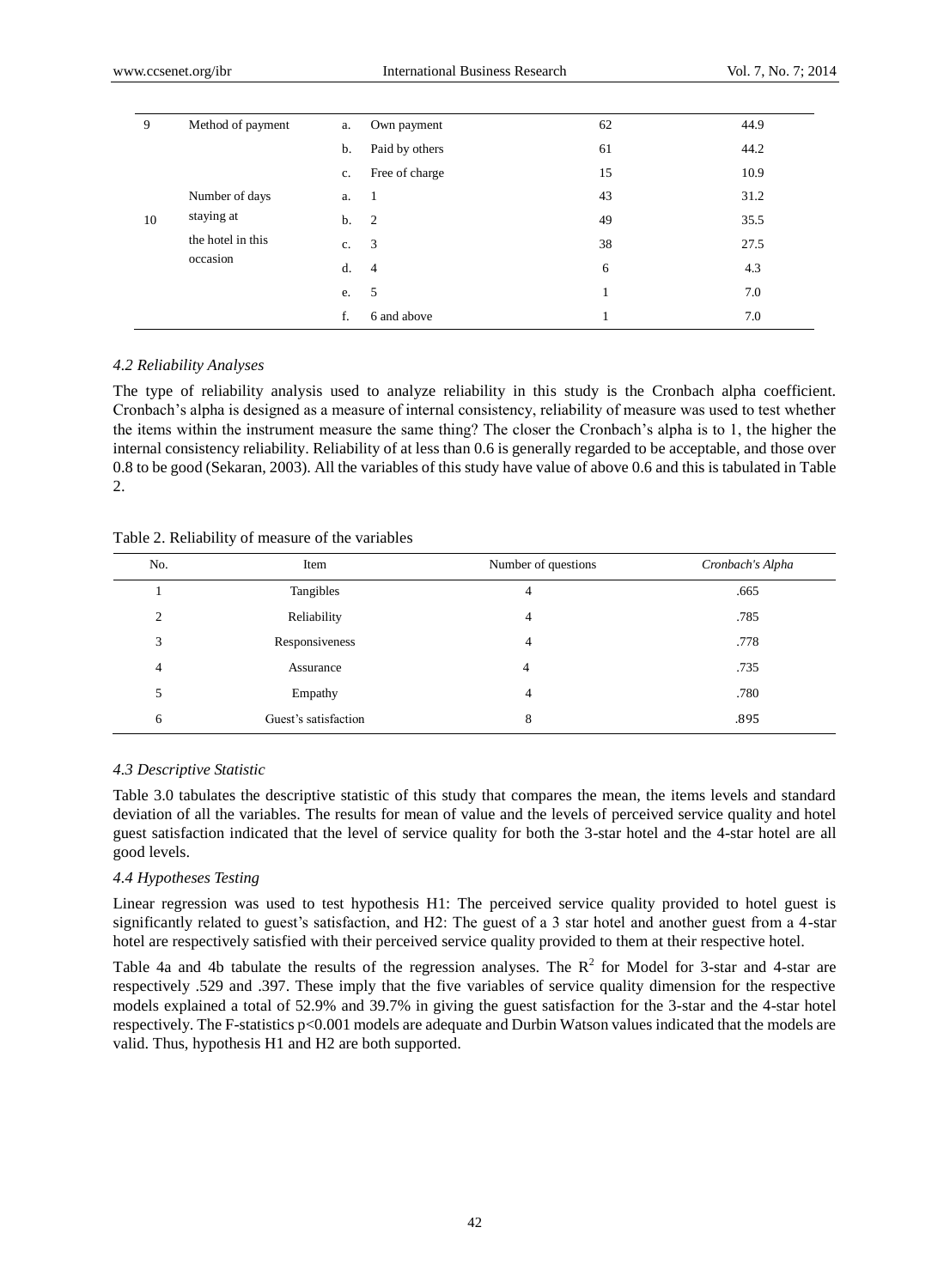| 9 | Method of payment | a. | Own payment | 62 | 44.9 |
|---|---|---|---|---|---|
| | | b. | Paid by others | 61 | 44.2 |
| | | c. | Free of charge | 15 | 10.9 |
| 10 | Number of days staying at the hotel in this occasion | a. | 1 | 43 | 31.2 |
| | | b. | 2 | 49 | 35.5 |
| | | c. | 3 | 38 | 27.5 |
| | | d. | 4 | 6 | 4.3 |
| | | e. | 5 | 1 | 7.0 |
| | | f. | 6 and above | 1 | 7.0 |

### *4.2 Reliability Analyses*

The type of reliability analysis used to analyze reliability in this study is the Cronbach alpha coefficient. Cronbach's alpha is designed as a measure of internal consistency, reliability of measure was used to test whether the items within the instrument measure the same thing? The closer the Cronbach's alpha is to 1, the higher the internal consistency reliability. Reliability of at less than 0.6 is generally regarded to be acceptable, and those over 0.8 to be good (Sekaran, 2003). All the variables of this study have value of above 0.6 and this is tabulated in Table 2.

Table 2. Reliability of measure of the variables

| No. | Item | Number of questions | *Cronbach's Alpha* |
|---|---|---|---|
| 1 | Tangibles | 4 | .665 |
| 2 | Reliability | 4 | .785 |
| 3 | Responsiveness | 4 | .778 |
| 4 | Assurance | 4 | .735 |
| 5 | Empathy | 4 | .780 |
| 6 | Guest's satisfaction | 8 | .895 |

### *4.3 Descriptive Statistic*

Table 3.0 tabulates the descriptive statistic of this study that compares the mean, the items levels and standard deviation of all the variables. The results for mean of value and the levels of perceived service quality and hotel guest satisfaction indicated that the level of service quality for both the 3-star hotel and the 4-star hotel are all good levels.

### *4.4 Hypotheses Testing*

Linear regression was used to test hypothesis H1: The perceived service quality provided to hotel guest is significantly related to guest's satisfaction, and H2: The guest of a 3 star hotel and another guest from a 4-star hotel are respectively satisfied with their perceived service quality provided to them at their respective hotel.

Table 4a and 4b tabulate the results of the regression analyses. The $R^2$ for Model for 3-star and 4-star are respectively .529 and .397. These imply that the five variables of service quality dimension for the respective models explained a total of 52.9% and 39.7% in giving the guest satisfaction for the 3-star and the 4-star hotel respectively. The F-statistics $p<0.001$ models are adequate and Durbin Watson values indicated that the models are valid. Thus, hypothesis H1 and H2 are both supported.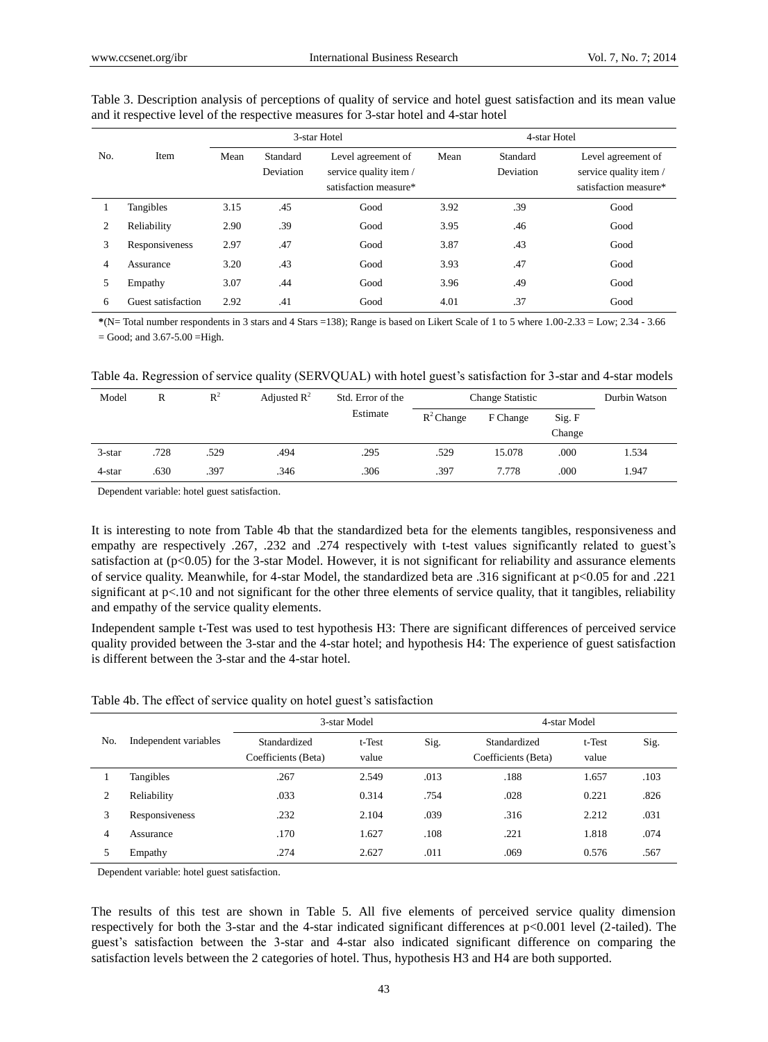Table 3. Description analysis of perceptions of quality of service and hotel guest satisfaction and its mean value and it respective level of the respective measures for 3-star hotel and 4-star hotel

| No. | Item | 3-star Hotel | | | 4-star Hotel | | |
|---|---|---|---|---|---|---|---|
| | | Mean | Standard Deviation | Level agreement of service quality item / satisfaction measure* | Mean | Standard Deviation | Level agreement of service quality item / satisfaction measure* |
| 1 | Tangibles | 3.15 | .45 | Good | 3.92 | .39 | Good |
| 2 | Reliability | 2.90 | .39 | Good | 3.95 | .46 | Good |
| 3 | Responsiveness | 2.97 | .47 | Good | 3.87 | .43 | Good |
| 4 | Assurance | 3.20 | .43 | Good | 3.93 | .47 | Good |
| 5 | Empathy | 3.07 | .44 | Good | 3.96 | .49 | Good |
| 6 | Guest satisfaction | 2.92 | .41 | Good | 4.01 | .37 | Good |

*(N= Total number respondents in 3 stars and 4 Stars =138); Range is based on Likert Scale of 1 to 5 where 1.00-2.33 = Low; 2.34 - 3.66 = Good; and 3.67-5.00 =High.

Table 4a. Regression of service quality (SERVQUAL) with hotel guest's satisfaction for 3-star and 4-star models

| Model | R | $R^2$ | Adjusted $R^2$ | Std. Error of the Estimate | Change Statistic | | | Durbin Watson |
|---|---|---|---|---|---|---|---|---|
| | | | | | $R^2$ Change | F Change | Sig. F Change | |
| 3-star | .728 | .529 | .494 | .295 | .529 | 15.078 | .000 | 1.534 |
| 4-star | .630 | .397 | .346 | .306 | .397 | 7.778 | .000 | 1.947 |

Dependent variable: hotel guest satisfaction.

It is interesting to note from Table 4b that the standardized beta for the elements tangibles, responsiveness and empathy are respectively .267, .232 and .274 respectively with t-test values significantly related to guest's satisfaction at ($p<0.05$) for the 3-star Model. However, it is not significant for reliability and assurance elements of service quality. Meanwhile, for 4-star Model, the standardized beta are .316 significant at $p<0.05$ for and .221 significant at $p<.10$ and not significant for the other three elements of service quality, that it tangibles, reliability and empathy of the service quality elements.

Independent sample t-Test was used to test hypothesis H3: There are significant differences of perceived service quality provided between the 3-star and the 4-star hotel; and hypothesis H4: The experience of guest satisfaction is different between the 3-star and the 4-star hotel.

Table 4b. The effect of service quality on hotel guest's satisfaction

| No. | Independent variables | 3-star Model | | | 4-star Model | | |
|---|---|---|---|---|---|---|---|
| | | Standardized Coefficients (Beta) | t-Test value | Sig. | Standardized Coefficients (Beta) | t-Test value | Sig. |
| 1 | Tangibles | .267 | 2.549 | .013 | .188 | 1.657 | .103 |
| 2 | Reliability | .033 | 0.314 | .754 | .028 | 0.221 | .826 |
| 3 | Responsiveness | .232 | 2.104 | .039 | .316 | 2.212 | .031 |
| 4 | Assurance | .170 | 1.627 | .108 | .221 | 1.818 | .074 |
| 5 | Empathy | .274 | 2.627 | .011 | .069 | 0.576 | .567 |

Dependent variable: hotel guest satisfaction.

The results of this test are shown in Table 5. All five elements of perceived service quality dimension respectively for both the 3-star and the 4-star indicated significant differences at $p<0.001$ level (2-tailed). The guest's satisfaction between the 3-star and 4-star also indicated significant difference on comparing the satisfaction levels between the 2 categories of hotel. Thus, hypothesis H3 and H4 are both supported.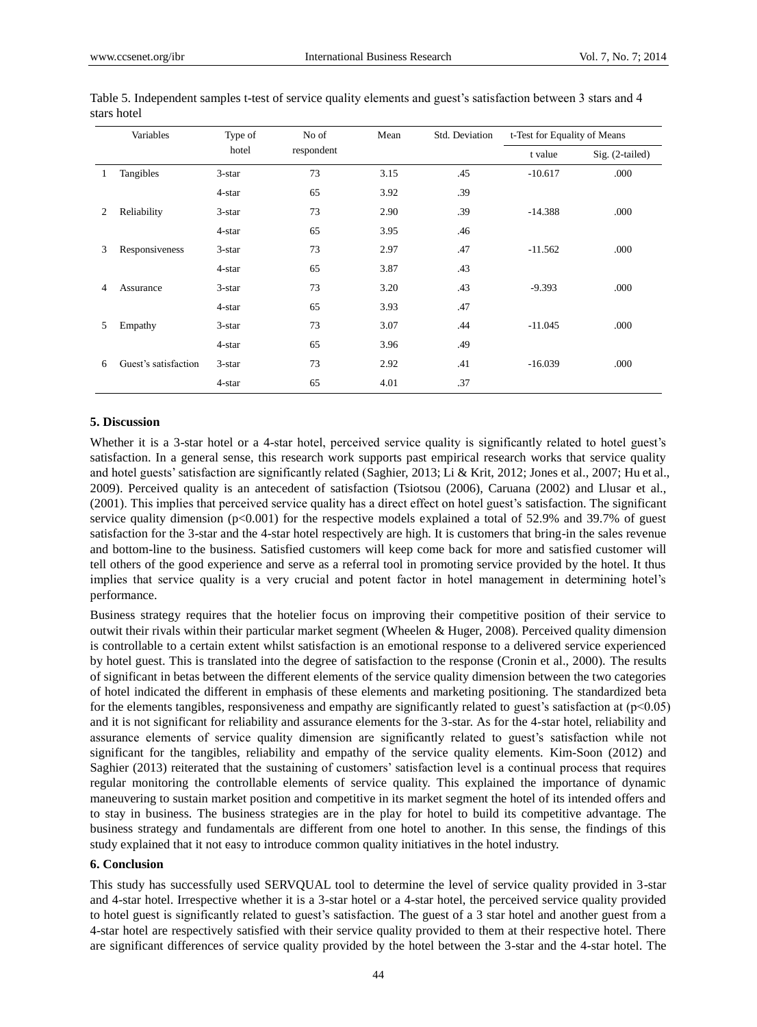Table 5. Independent samples t-test of service quality elements and guest's satisfaction between 3 stars and 4 stars hotel

| | Variables | Type of hotel | No of respondent | Mean | Std. Deviation | t-Test for Equality of Means | |
|---|---|---|---|---|---|---|---|
| | | | | | | t value | Sig. (2-tailed) |
| 1 | Tangibles | 3-star | 73 | 3.15 | .45 | -10.617 | .000 |
| | | 4-star | 65 | 3.92 | .39 | | |
| 2 | Reliability | 3-star | 73 | 2.90 | .39 | -14.388 | .000 |
| | | 4-star | 65 | 3.95 | .46 | | |
| 3 | Responsiveness | 3-star | 73 | 2.97 | .47 | -11.562 | .000 |
| | | 4-star | 65 | 3.87 | .43 | | |
| 4 | Assurance | 3-star | 73 | 3.20 | .43 | -9.393 | .000 |
| | | 4-star | 65 | 3.93 | .47 | | |
| 5 | Empathy | 3-star | 73 | 3.07 | .44 | -11.045 | .000 |
| | | 4-star | 65 | 3.96 | .49 | | |
| 6 | Guest's satisfaction | 3-star | 73 | 2.92 | .41 | -16.039 | .000 |
| | | 4-star | 65 | 4.01 | .37 | | |

### 5. Discussion

Whether it is a 3-star hotel or a 4-star hotel, perceived service quality is significantly related to hotel guest's satisfaction. In a general sense, this research work supports past empirical research works that service quality and hotel guests' satisfaction are significantly related (Saghier, 2013; Li & Krit, 2012; Jones et al., 2007; Hu et al., 2009). Perceived quality is an antecedent of satisfaction (Tsiotsou (2006), Caruana (2002) and Llusar et al., (2001). This implies that perceived service quality has a direct effect on hotel guest's satisfaction. The significant service quality dimension ($p<0.001$) for the respective models explained a total of 52.9% and 39.7% of guest satisfaction for the 3-star and the 4-star hotel respectively are high. It is customers that bring-in the sales revenue and bottom-line to the business. Satisfied customers will keep come back for more and satisfied customer will tell others of the good experience and serve as a referral tool in promoting service provided by the hotel. It thus implies that service quality is a very crucial and potent factor in hotel management in determining hotel's performance.

Business strategy requires that the hotelier focus on improving their competitive position of their service to outwit their rivals within their particular market segment (Wheelen & Huger, 2008). Perceived quality dimension is controllable to a certain extent whilst satisfaction is an emotional response to a delivered service experienced by hotel guest. This is translated into the degree of satisfaction to the response (Cronin et al., 2000). The results of significant in betas between the different elements of the service quality dimension between the two categories of hotel indicated the different in emphasis of these elements and marketing positioning. The standardized beta for the elements tangibles, responsiveness and empathy are significantly related to guest's satisfaction at ($p<0.05$) and it is not significant for reliability and assurance elements for the 3-star. As for the 4-star hotel, reliability and assurance elements of service quality dimension are significantly related to guest's satisfaction while not significant for the tangibles, reliability and empathy of the service quality elements. Kim-Soon (2012) and Saghier (2013) reiterated that the sustaining of customers' satisfaction level is a continual process that requires regular monitoring the controllable elements of service quality. This explained the importance of dynamic maneuvering to sustain market position and competitive in its market segment the hotel of its intended offers and to stay in business. The business strategies are in the play for hotel to build its competitive advantage. The business strategy and fundamentals are different from one hotel to another. In this sense, the findings of this study explained that it not easy to introduce common quality initiatives in the hotel industry.

### 6. Conclusion

This study has successfully used SERVQUAL tool to determine the level of service quality provided in 3-star and 4-star hotel. Irrespective whether it is a 3-star hotel or a 4-star hotel, the perceived service quality provided to hotel guest is significantly related to guest's satisfaction. The guest of a 3 star hotel and another guest from a 4-star hotel are respectively satisfied with their service quality provided to them at their respective hotel. There are significant differences of service quality provided by the hotel between the 3-star and the 4-star hotel. The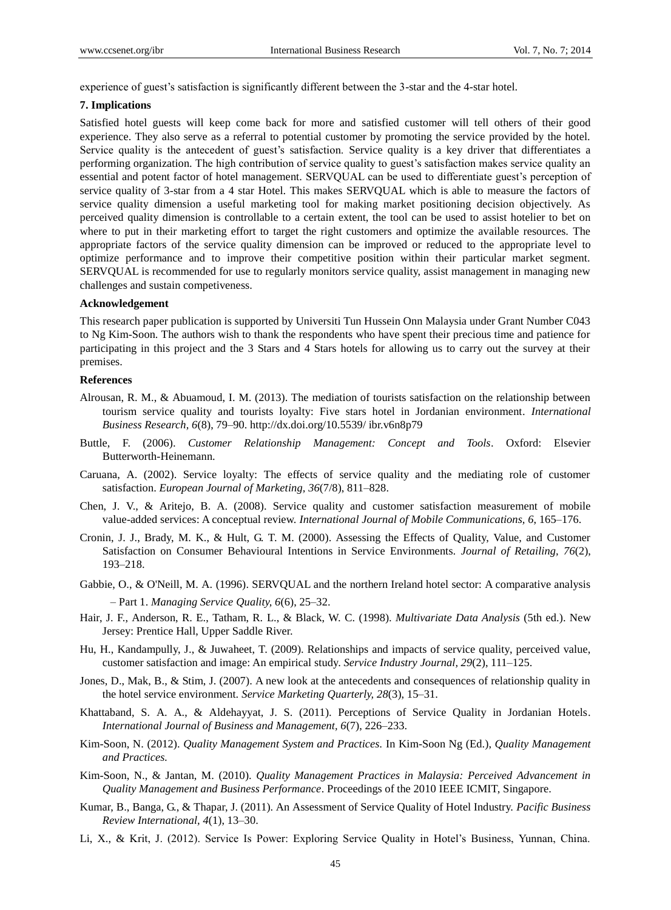experience of guest's satisfaction is significantly different between the 3-star and the 4-star hotel.

### 7. Implications

Satisfied hotel guests will keep come back for more and satisfied customer will tell others of their good experience. They also serve as a referral to potential customer by promoting the service provided by the hotel. Service quality is the antecedent of guest's satisfaction. Service quality is a key driver that differentiates a performing organization. The high contribution of service quality to guest's satisfaction makes service quality an essential and potent factor of hotel management. SERVQUAL can be used to differentiate guest's perception of service quality of 3-star from a 4 star Hotel. This makes SERVQUAL which is able to measure the factors of service quality dimension a useful marketing tool for making market positioning decision objectively. As perceived quality dimension is controllable to a certain extent, the tool can be used to assist hotelier to bet on where to put in their marketing effort to target the right customers and optimize the available resources. The appropriate factors of the service quality dimension can be improved or reduced to the appropriate level to optimize performance and to improve their competitive position within their particular market segment. SERVQUAL is recommended for use to regularly monitors service quality, assist management in managing new challenges and sustain competiveness.

### Acknowledgement

This research paper publication is supported by Universiti Tun Hussein Onn Malaysia under Grant Number C043 to Ng Kim-Soon. The authors wish to thank the respondents who have spent their precious time and patience for participating in this project and the 3 Stars and 4 Stars hotels for allowing us to carry out the survey at their premises.

### References

Alrousan, R. M., & Abuamoud, I. M. (2013). The mediation of tourists satisfaction on the relationship between tourism service quality and tourists loyalty: Five stars hotel in Jordanian environment. *International Business Research, 6*(8), 79–90. http://dx.doi.org/10.5539/ ibr.v6n8p79

Buttle, F. (2006). *Customer Relationship Management: Concept and Tools*. Oxford: Elsevier Butterworth-Heinemann.

Caruana, A. (2002). Service loyalty: The effects of service quality and the mediating role of customer satisfaction. *European Journal of Marketing, 36*(7/8), 811–828.

Chen, J. V., & Aritejo, B. A. (2008). Service quality and customer satisfaction measurement of mobile value-added services: A conceptual review. *International Journal of Mobile Communications, 6*, 165–176.

Cronin, J. J., Brady, M. K., & Hult, G. T. M. (2000). Assessing the Effects of Quality, Value, and Customer Satisfaction on Consumer Behavioural Intentions in Service Environments. *Journal of Retailing, 76*(2), 193–218.

Gabbie, O., & O'Neill, M. A. (1996). SERVQUAL and the northern Ireland hotel sector: A comparative analysis – Part 1. *Managing Service Quality, 6*(6), 25–32.

Hair, J. F., Anderson, R. E., Tatham, R. L., & Black, W. C. (1998). *Multivariate Data Analysis* (5th ed.). New Jersey: Prentice Hall, Upper Saddle River.

Hu, H., Kandampully, J., & Juwaheet, T. (2009). Relationships and impacts of service quality, perceived value, customer satisfaction and image: An empirical study. *Service Industry Journal, 29*(2), 111–125.

Jones, D., Mak, B., & Stim, J. (2007). A new look at the antecedents and consequences of relationship quality in the hotel service environment. *Service Marketing Quarterly, 28*(3), 15–31.

Khattaband, S. A. A., & Aldehayyat, J. S. (2011). Perceptions of Service Quality in Jordanian Hotels. *International Journal of Business and Management, 6*(7), 226–233.

Kim-Soon, N. (2012). *Quality Management System and Practices*. In Kim-Soon Ng (Ed.), *Quality Management and Practices.*

Kim-Soon, N., & Jantan, M. (2010). *Quality Management Practices in Malaysia: Perceived Advancement in Quality Management and Business Performance*. Proceedings of the 2010 IEEE ICMIT, Singapore.

Kumar, B., Banga, G., & Thapar, J. (2011). An Assessment of Service Quality of Hotel Industry. *Pacific Business Review International, 4*(1), 13–30.

Li, X., & Krit, J. (2012). Service Is Power: Exploring Service Quality in Hotel's Business, Yunnan, China.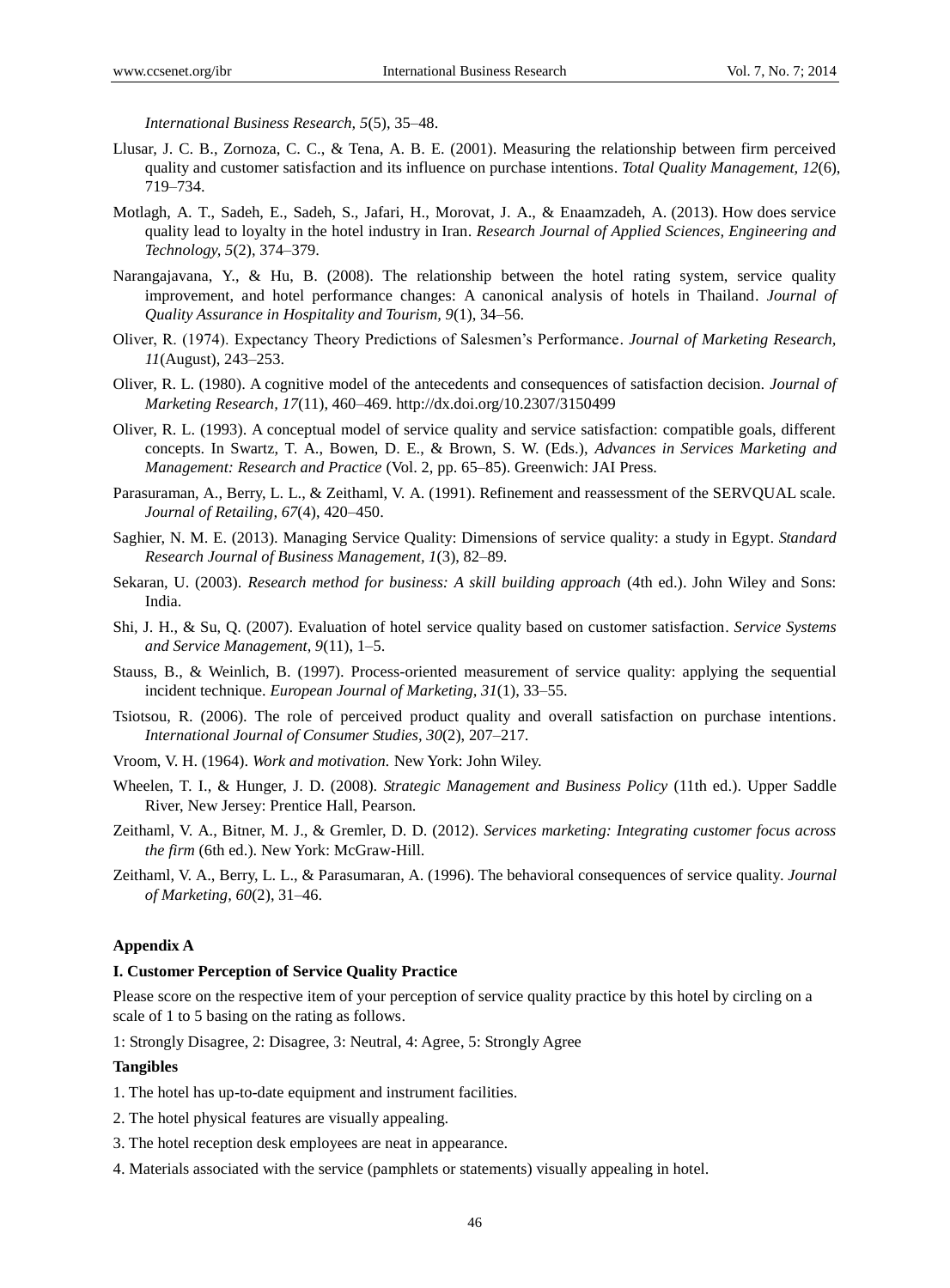*International Business Research, 5*(5), 35–48.

Llusar, J. C. B., Zornoza, C. C., & Tena, A. B. E. (2001). Measuring the relationship between firm perceived quality and customer satisfaction and its influence on purchase intentions. *Total Quality Management, 12*(6), 719–734.

Motlagh, A. T., Sadeh, E., Sadeh, S., Jafari, H., Morovat, J. A., & Enaamzadeh, A. (2013). How does service quality lead to loyalty in the hotel industry in Iran. *Research Journal of Applied Sciences, Engineering and Technology, 5*(2), 374–379.

Narangajavana, Y., & Hu, B. (2008). The relationship between the hotel rating system, service quality improvement, and hotel performance changes: A canonical analysis of hotels in Thailand. *Journal of Quality Assurance in Hospitality and Tourism, 9*(1), 34–56.

Oliver, R. (1974). Expectancy Theory Predictions of Salesmen's Performance. *Journal of Marketing Research, 11*(August), 243–253.

Oliver, R. L. (1980). A cognitive model of the antecedents and consequences of satisfaction decision. *Journal of Marketing Research, 17*(11), 460–469. http://dx.doi.org/10.2307/3150499

Oliver, R. L. (1993). A conceptual model of service quality and service satisfaction: compatible goals, different concepts. In Swartz, T. A., Bowen, D. E., & Brown, S. W. (Eds.), *Advances in Services Marketing and Management: Research and Practice* (Vol. 2, pp. 65–85). Greenwich: JAI Press.

Parasuraman, A., Berry, L. L., & Zeithaml, V. A. (1991). Refinement and reassessment of the SERVQUAL scale. *Journal of Retailing, 67*(4), 420–450.

Saghier, N. M. E. (2013). Managing Service Quality: Dimensions of service quality: a study in Egypt. *Standard Research Journal of Business Management, 1*(3), 82–89.

Sekaran, U. (2003). *Research method for business: A skill building approach* (4th ed.). John Wiley and Sons: India.

Shi, J. H., & Su, Q. (2007). Evaluation of hotel service quality based on customer satisfaction. *Service Systems and Service Management, 9*(11), 1–5.

Stauss, B., & Weinlich, B. (1997). Process-oriented measurement of service quality: applying the sequential incident technique. *European Journal of Marketing, 31*(1), 33–55.

Tsiotsou, R. (2006). The role of perceived product quality and overall satisfaction on purchase intentions. *International Journal of Consumer Studies, 30*(2), 207–217.

Vroom, V. H. (1964). *Work and motivation.* New York: John Wiley.

Wheelen, T. I., & Hunger, J. D. (2008). *Strategic Management and Business Policy* (11th ed.). Upper Saddle River, New Jersey: Prentice Hall, Pearson.

Zeithaml, V. A., Bitner, M. J., & Gremler, D. D. (2012). *Services marketing: Integrating customer focus across the firm* (6th ed.). New York: McGraw-Hill.

Zeithaml, V. A., Berry, L. L., & Parasumaran, A. (1996). The behavioral consequences of service quality. *Journal of Marketing, 60*(2), 31–46.

## Appendix A

### I. Customer Perception of Service Quality Practice

Please score on the respective item of your perception of service quality practice by this hotel by circling on a scale of 1 to 5 basing on the rating as follows.

1: Strongly Disagree, 2: Disagree, 3: Neutral, 4: Agree, 5: Strongly Agree

**Tangibles**

1. The hotel has up-to-date equipment and instrument facilities.
2. The hotel physical features are visually appealing.
3. The hotel reception desk employees are neat in appearance.
4. Materials associated with the service (pamphlets or statements) visually appealing in hotel.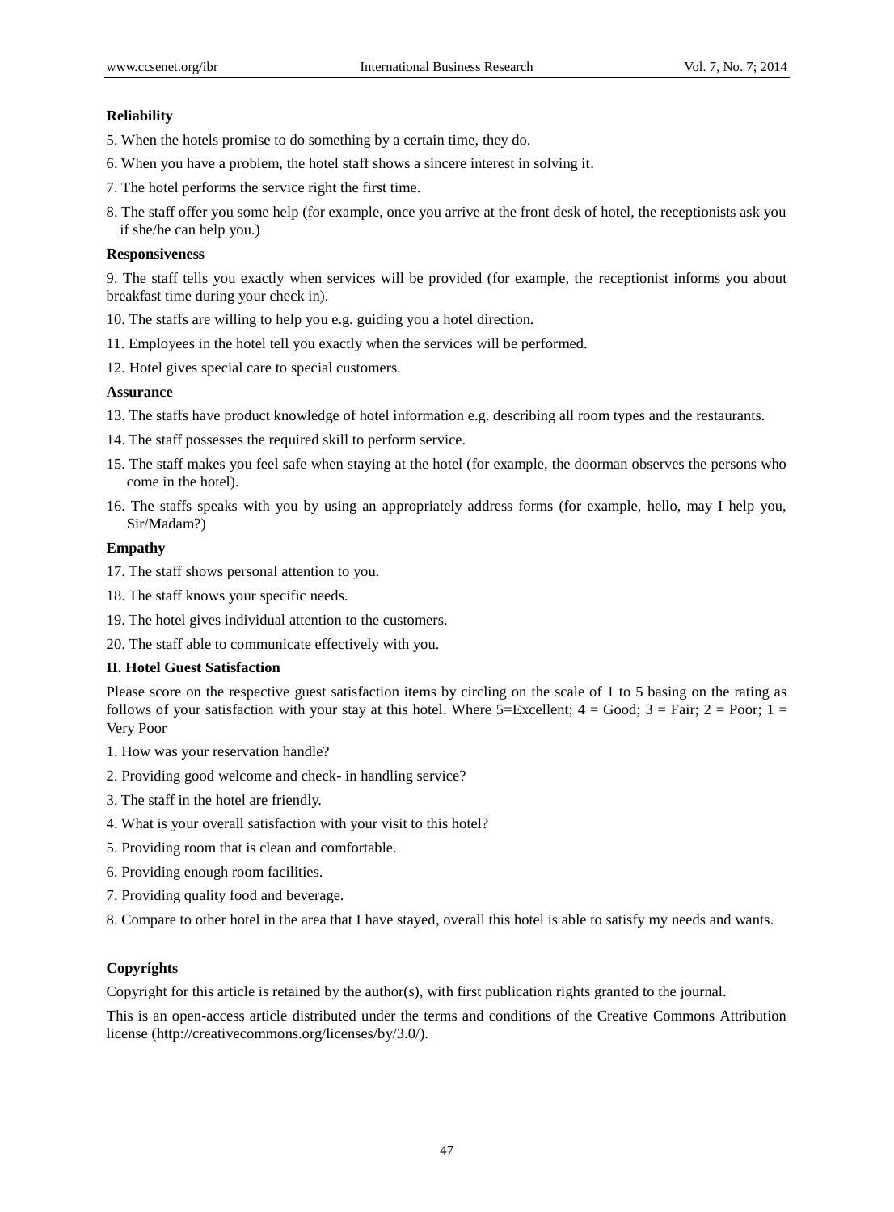**Reliability**

5. When the hotels promise to do something by a certain time, they do.
6. When you have a problem, the hotel staff shows a sincere interest in solving it.
7. The hotel performs the service right the first time.
8. The staff offer you some help (for example, once you arrive at the front desk of hotel, the receptionists ask you if she/he can help you.)

**Responsiveness**

9. The staff tells you exactly when services will be provided (for example, the receptionist informs you about breakfast time during your check in).
10. The staffs are willing to help you e.g. guiding you a hotel direction.
11. Employees in the hotel tell you exactly when the services will be performed.
12. Hotel gives special care to special customers.

**Assurance**

13. The staffs have product knowledge of hotel information e.g. describing all room types and the restaurants.
14. The staff possesses the required skill to perform service.
15. The staff makes you feel safe when staying at the hotel (for example, the doorman observes the persons who come in the hotel).
16. The staffs speaks with you by using an appropriately address forms (for example, hello, may I help you, Sir/Madam?)

**Empathy**

17. The staff shows personal attention to you.
18. The staff knows your specific needs.
19. The hotel gives individual attention to the customers.
20. The staff able to communicate effectively with you.

**II. Hotel Guest Satisfaction**

Please score on the respective guest satisfaction items by circling on the scale of 1 to 5 basing on the rating as follows of your satisfaction with your stay at this hotel. Where 5=Excellent; 4 = Good; 3 = Fair; 2 = Poor; 1 = Very Poor

1. How was your reservation handle?
2. Providing good welcome and check- in handling service?
3. The staff in the hotel are friendly.
4. What is your overall satisfaction with your visit to this hotel?
5. Providing room that is clean and comfortable.
6. Providing enough room facilities.
7. Providing quality food and beverage.
8. Compare to other hotel in the area that I have stayed, overall this hotel is able to satisfy my needs and wants.

**Copyrights**

Copyright for this article is retained by the author(s), with first publication rights granted to the journal.

This is an open-access article distributed under the terms and conditions of the Creative Commons Attribution license (http://creativecommons.org/licenses/by/3.0/).